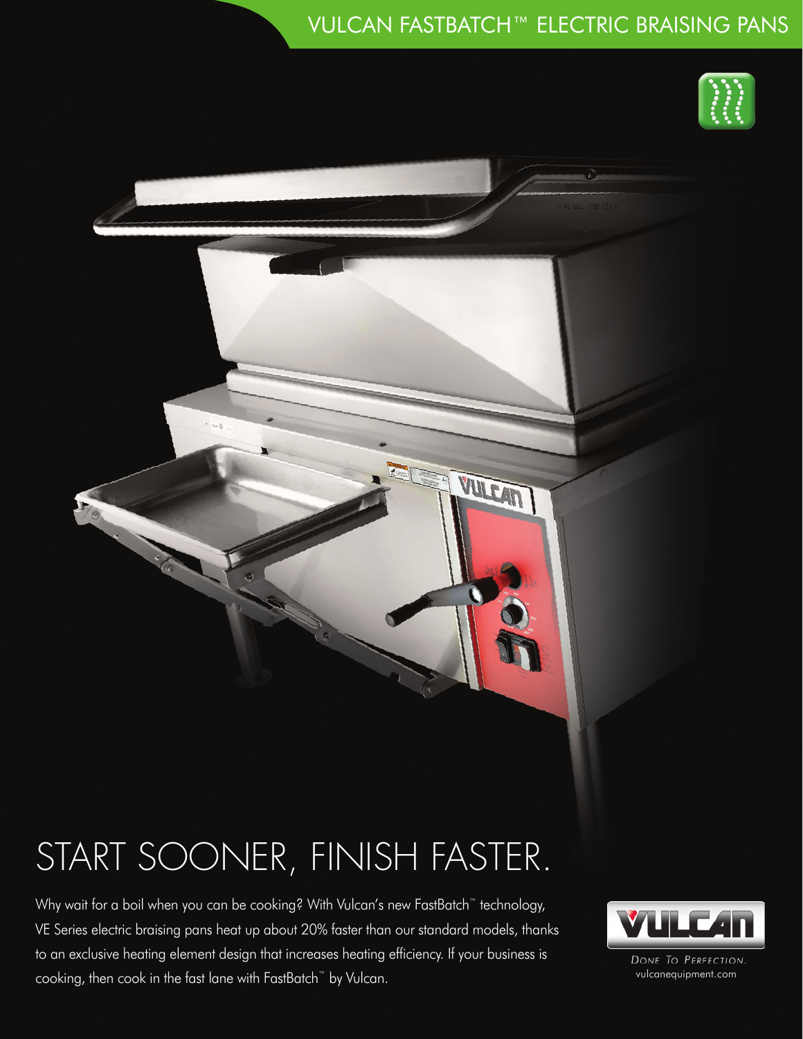VULCAN FASTBATCH™ ELECTRIC BRAISING PANS

# START SOONER, FINISH FASTER.

Why wait for a boil when you can be cooking? With Vulcan's new FastBatch™ technology, VE Series electric braising pans heat up about 20% faster than our standard models, thanks to an exclusive heating element design that increases heating efficiency. If your business is cooking, then cook in the fast lane with FastBatch™ by Vulcan.

VULCAN

*DONE TO PERFECTION.*

vulcanequipment.com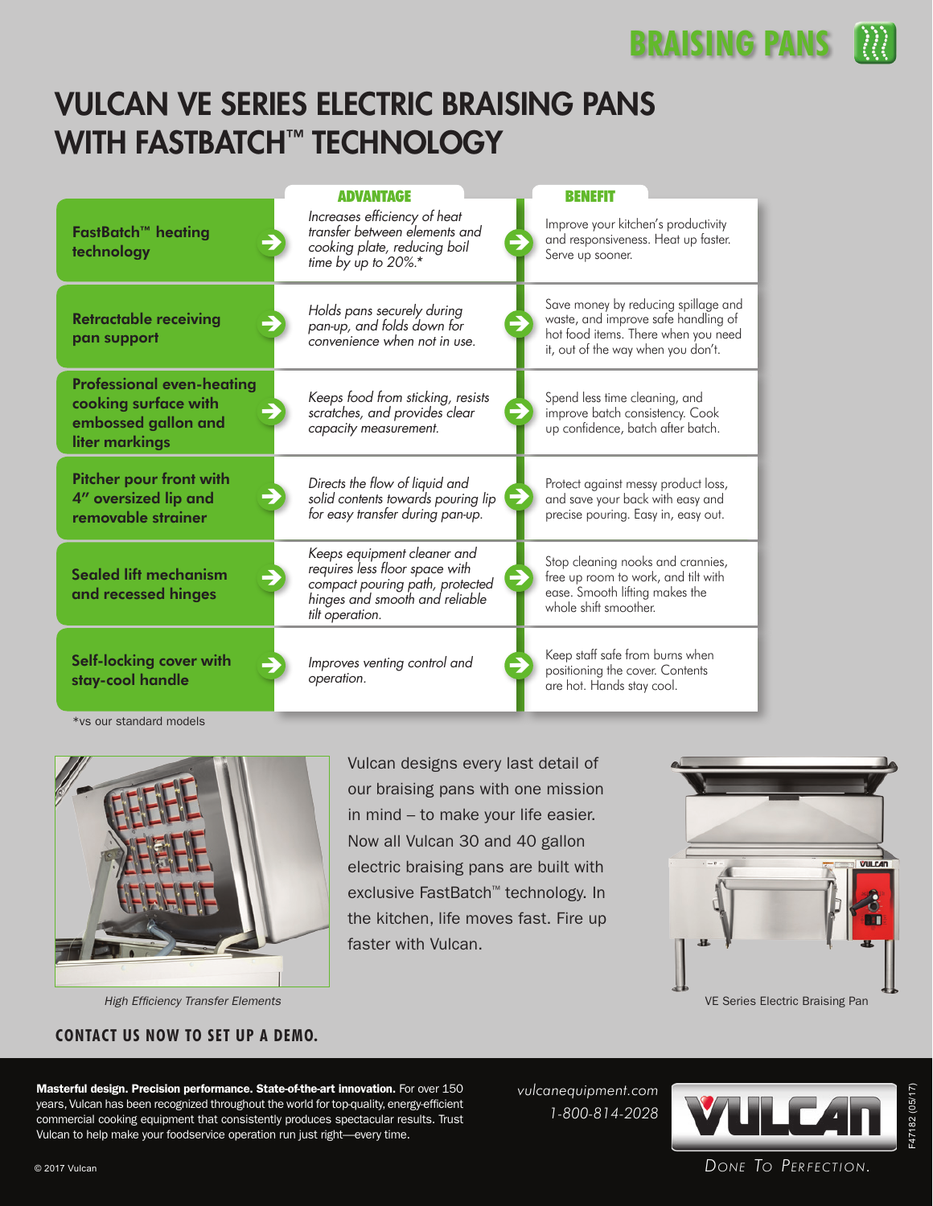# VULCAN VE SERIES ELECTRIC BRAISING PANS WITH FASTBATCH™ TECHNOLOGY

| Feature | ADVANTAGE | BENEFIT |
|---|---|---|
| **FastBatch™ heating technology** | *Increases efficiency of heat transfer between elements and cooking plate, reducing boil time by up to 20%.** | Improve your kitchen's productivity and responsiveness. Heat up faster. Serve up sooner. |
| **Retractable receiving pan support** | *Holds pans securely during pan-up, and folds down for convenience when not in use.* | Save money by reducing spillage and waste, and improve safe handling of hot food items. There when you need it, out of the way when you don't. |
| **Professional even-heating cooking surface with embossed gallon and liter markings** | *Keeps food from sticking, resists scratches, and provides clear capacity measurement.* | Spend less time cleaning, and improve batch consistency. Cook up confidence, batch after batch. |
| **Pitcher pour front with 4" oversized lip and removable strainer** | *Directs the flow of liquid and solid contents towards pouring lip for easy transfer during pan-up.* | Protect against messy product loss, and save your back with easy and precise pouring. Easy in, easy out. |
| **Sealed lift mechanism and recessed hinges** | *Keeps equipment cleaner and requires less floor space with compact pouring path, protected hinges and smooth and reliable tilt operation.* | Stop cleaning nooks and crannies, free up room to work, and tilt with ease. Smooth lifting makes the whole shift smoother. |
| **Self-locking cover with stay-cool handle** | *Improves venting control and operation.* | Keep staff safe from burns when positioning the cover. Contents are hot. Hands stay cool. |

*vs our standard models

*High Efficiency Transfer Elements*

Vulcan designs every last detail of our braising pans with one mission in mind – to make your life easier. Now all Vulcan 30 and 40 gallon electric braising pans are built with exclusive FastBatch™ technology. In the kitchen, life moves fast. Fire up faster with Vulcan.

VE Series Electric Braising Pan

**CONTACT US NOW TO SET UP A DEMO.**

**Masterful design. Precision performance. State-of-the-art innovation.** For over 150 years, Vulcan has been recognized throughout the world for top-quality, energy-efficient commercial cooking equipment that consistently produces spectacular results. Trust Vulcan to help make your foodservice operation run just right—every time.

vulcanequipment.com
1-800-814-2028

VULCAN
DONE TO PERFECTION.

© 2017 Vulcan

F47182 (05/17)